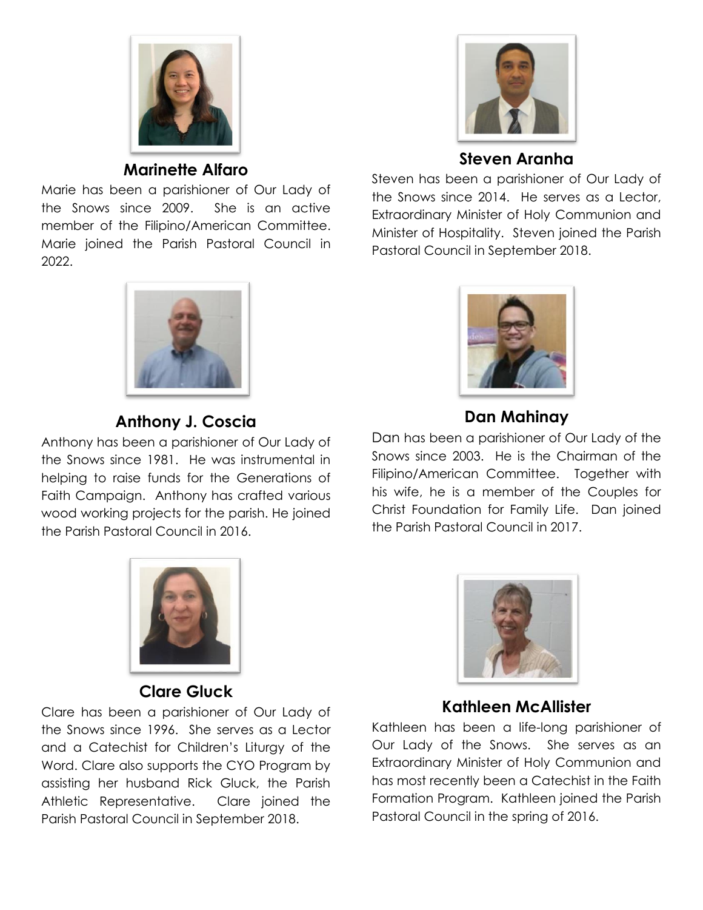### Marinette Alfaro

Marie has been a parishioner of Our Lady of the Snows since 2009. She is an active member of the Filipino/American Committee. Marie joined the Parish Pastoral Council in 2022.

### Steven Aranha

Steven has been a parishioner of Our Lady of the Snows since 2014. He serves as a Lector, Extraordinary Minister of Holy Communion and Minister of Hospitality. Steven joined the Parish Pastoral Council in September 2018.

### Anthony J. Coscia

Anthony has been a parishioner of Our Lady of the Snows since 1981. He was instrumental in helping to raise funds for the Generations of Faith Campaign. Anthony has crafted various wood working projects for the parish. He joined the Parish Pastoral Council in 2016.

### Dan Mahinay

Dan has been a parishioner of Our Lady of the Snows since 2003. He is the Chairman of the Filipino/American Committee. Together with his wife, he is a member of the Couples for Christ Foundation for Family Life. Dan joined the Parish Pastoral Council in 2017.

### Clare Gluck

Clare has been a parishioner of Our Lady of the Snows since 1996. She serves as a Lector and a Catechist for Children's Liturgy of the Word. Clare also supports the CYO Program by assisting her husband Rick Gluck, the Parish Athletic Representative. Clare joined the Parish Pastoral Council in September 2018.

### Kathleen McAllister

Kathleen has been a life-long parishioner of Our Lady of the Snows. She serves as an Extraordinary Minister of Holy Communion and has most recently been a Catechist in the Faith Formation Program. Kathleen joined the Parish Pastoral Council in the spring of 2016.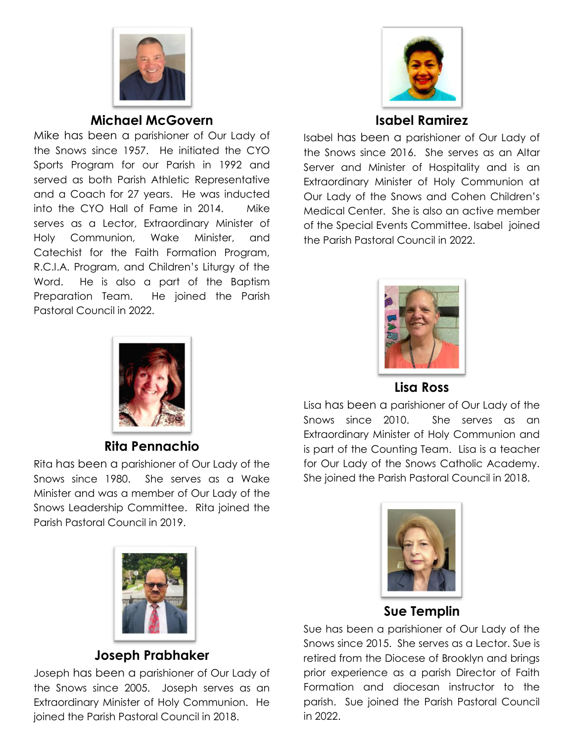### Michael McGovern

Mike has been a parishioner of Our Lady of the Snows since 1957. He initiated the CYO Sports Program for our Parish in 1992 and served as both Parish Athletic Representative and a Coach for 27 years. He was inducted into the CYO Hall of Fame in 2014. Mike serves as a Lector, Extraordinary Minister of Holy Communion, Wake Minister, and Catechist for the Faith Formation Program, R.C.I.A. Program, and Children's Liturgy of the Word. He is also a part of the Baptism Preparation Team. He joined the Parish Pastoral Council in 2022.

### Rita Pennachio

Rita has been a parishioner of Our Lady of the Snows since 1980. She serves as a Wake Minister and was a member of Our Lady of the Snows Leadership Committee. Rita joined the Parish Pastoral Council in 2019.

### Joseph Prabhaker

Joseph has been a parishioner of Our Lady of the Snows since 2005. Joseph serves as an Extraordinary Minister of Holy Communion. He joined the Parish Pastoral Council in 2018.

### Isabel Ramirez

Isabel has been a parishioner of Our Lady of the Snows since 2016. She serves as an Altar Server and Minister of Hospitality and is an Extraordinary Minister of Holy Communion at Our Lady of the Snows and Cohen Children's Medical Center. She is also an active member of the Special Events Committee. Isabel joined the Parish Pastoral Council in 2022.

### Lisa Ross

Lisa has been a parishioner of Our Lady of the Snows since 2010. She serves as an Extraordinary Minister of Holy Communion and is part of the Counting Team. Lisa is a teacher for Our Lady of the Snows Catholic Academy. She joined the Parish Pastoral Council in 2018.

### Sue Templin

Sue has been a parishioner of Our Lady of the Snows since 2015. She serves as a Lector. Sue is retired from the Diocese of Brooklyn and brings prior experience as a parish Director of Faith Formation and diocesan instructor to the parish. Sue joined the Parish Pastoral Council in 2022.